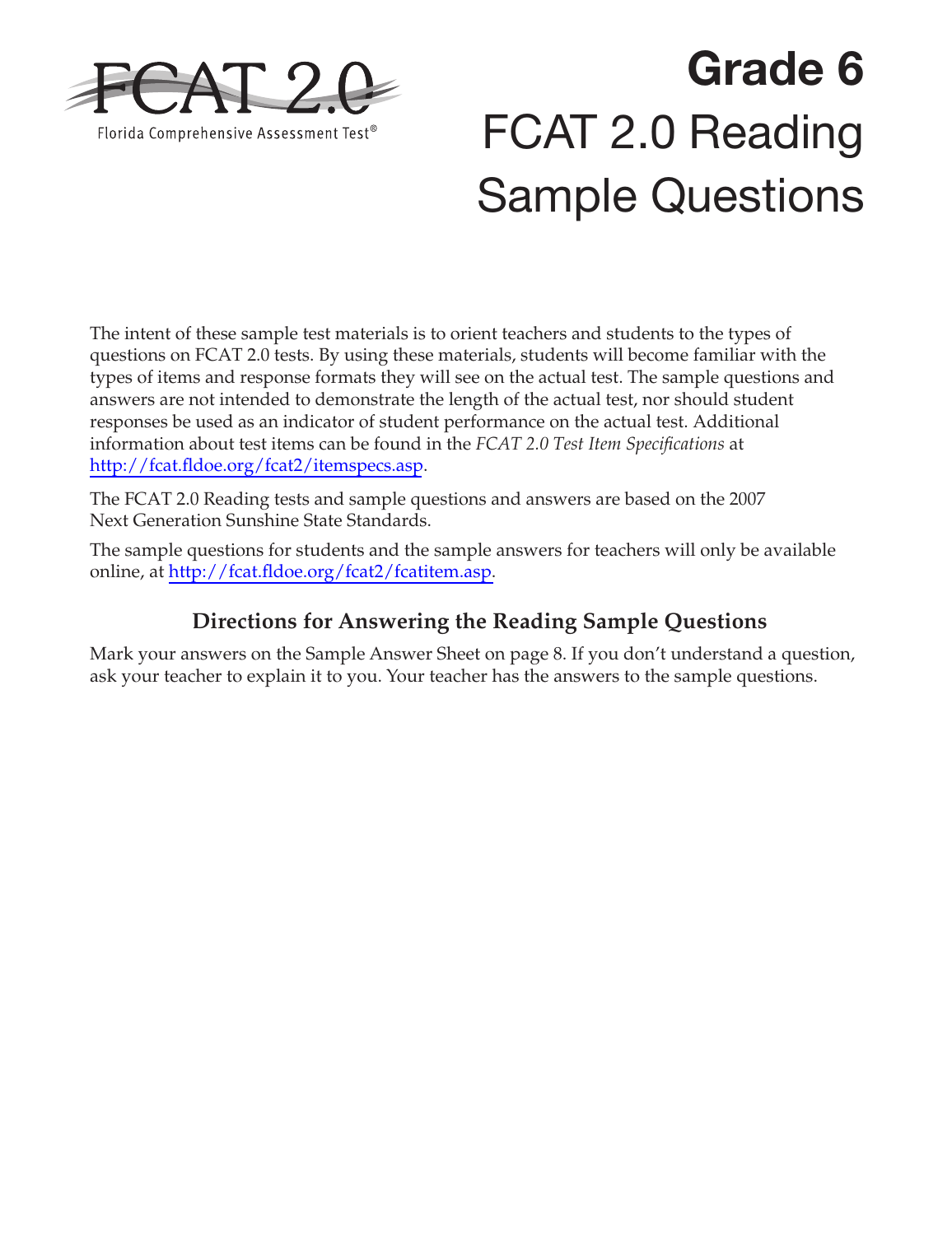FCAT 2.0

Florida Comprehensive Assessment Test®

# Grade 6

# FCAT 2.0 Reading Sample Questions

The intent of these sample test materials is to orient teachers and students to the types of questions on FCAT 2.0 tests. By using these materials, students will become familiar with the types of items and response formats they will see on the actual test. The sample questions and answers are not intended to demonstrate the length of the actual test, nor should student responses be used as an indicator of student performance on the actual test. Additional information about test items can be found in the *FCAT 2.0 Test Item Specifications* at http://fcat.fldoe.org/fcat2/itemspecs.asp.

The FCAT 2.0 Reading tests and sample questions and answers are based on the 2007 Next Generation Sunshine State Standards.

The sample questions for students and the sample answers for teachers will only be available online, at http://fcat.fldoe.org/fcat2/fcatitem.asp.

## Directions for Answering the Reading Sample Questions

Mark your answers on the Sample Answer Sheet on page 8. If you don't understand a question, ask your teacher to explain it to you. Your teacher has the answers to the sample questions.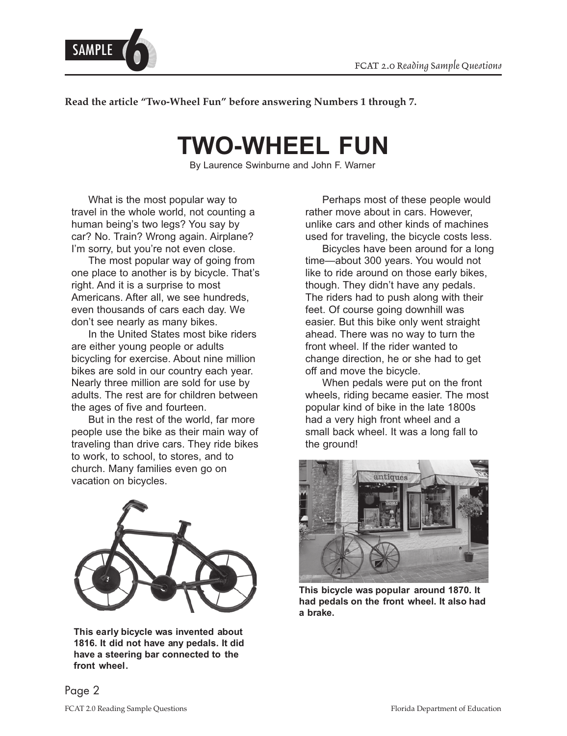**Read the article "Two-Wheel Fun" before answering Numbers 1 through 7.**

# TWO-WHEEL FUN

By Laurence Swinburne and John F. Warner

What is the most popular way to travel in the whole world, not counting a human being's two legs? You say by car? No. Train? Wrong again. Airplane? I'm sorry, but you're not even close.

The most popular way of going from one place to another is by bicycle. That's right. And it is a surprise to most Americans. After all, we see hundreds, even thousands of cars each day. We don't see nearly as many bikes.

In the United States most bike riders are either young people or adults bicycling for exercise. About nine million bikes are sold in our country each year. Nearly three million are sold for use by adults. The rest are for children between the ages of five and fourteen.

But in the rest of the world, far more people use the bike as their main way of traveling than drive cars. They ride bikes to work, to school, to stores, and to church. Many families even go on vacation on bicycles.

**This early bicycle was invented about 1816. It did not have any pedals. It did have a steering bar connected to the front wheel.**

Perhaps most of these people would rather move about in cars. However, unlike cars and other kinds of machines used for traveling, the bicycle costs less.

Bicycles have been around for a long time—about 300 years. You would not like to ride around on those early bikes, though. They didn't have any pedals. The riders had to push along with their feet. Of course going downhill was easier. But this bike only went straight ahead. There was no way to turn the front wheel. If the rider wanted to change direction, he or she had to get off and move the bicycle.

When pedals were put on the front wheels, riding became easier. The most popular kind of bike in the late 1800s had a very high front wheel and a small back wheel. It was a long fall to the ground!

**This bicycle was popular around 1870. It had pedals on the front wheel. It also had a brake.**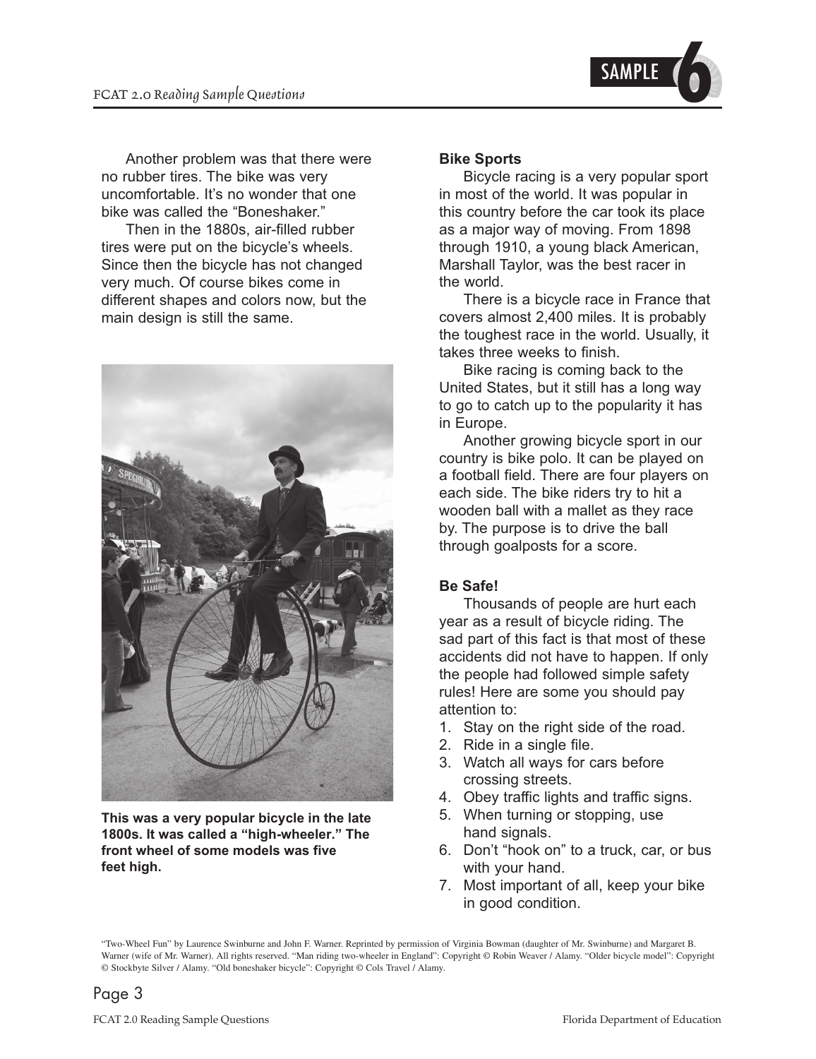Another problem was that there were no rubber tires. The bike was very uncomfortable. It's no wonder that one bike was called the "Boneshaker."

Then in the 1880s, air-filled rubber tires were put on the bicycle's wheels. Since then the bicycle has not changed very much. Of course bikes come in different shapes and colors now, but the main design is still the same.

**This was a very popular bicycle in the late 1800s. It was called a "high-wheeler." The front wheel of some models was five feet high.**

**Bike Sports**

Bicycle racing is a very popular sport in most of the world. It was popular in this country before the car took its place as a major way of moving. From 1898 through 1910, a young black American, Marshall Taylor, was the best racer in the world.

There is a bicycle race in France that covers almost 2,400 miles. It is probably the toughest race in the world. Usually, it takes three weeks to finish.

Bike racing is coming back to the United States, but it still has a long way to go to catch up to the popularity it has in Europe.

Another growing bicycle sport in our country is bike polo. It can be played on a football field. There are four players on each side. The bike riders try to hit a wooden ball with a mallet as they race by. The purpose is to drive the ball through goalposts for a score.

**Be Safe!**

Thousands of people are hurt each year as a result of bicycle riding. The sad part of this fact is that most of these accidents did not have to happen. If only the people had followed simple safety rules! Here are some you should pay attention to:

1. Stay on the right side of the road.
2. Ride in a single file.
3. Watch all ways for cars before crossing streets.
4. Obey traffic lights and traffic signs.
5. When turning or stopping, use hand signals.
6. Don't "hook on" to a truck, car, or bus with your hand.
7. Most important of all, keep your bike in good condition.

"Two-Wheel Fun" by Laurence Swinburne and John F. Warner. Reprinted by permission of Virginia Bowman (daughter of Mr. Swinburne) and Margaret B. Warner (wife of Mr. Warner). All rights reserved. "Man riding two-wheeler in England": Copyright © Robin Weaver / Alamy. "Older bicycle model": Copyright © Stockbyte Silver / Alamy. "Old boneshaker bicycle": Copyright © Cols Travel / Alamy.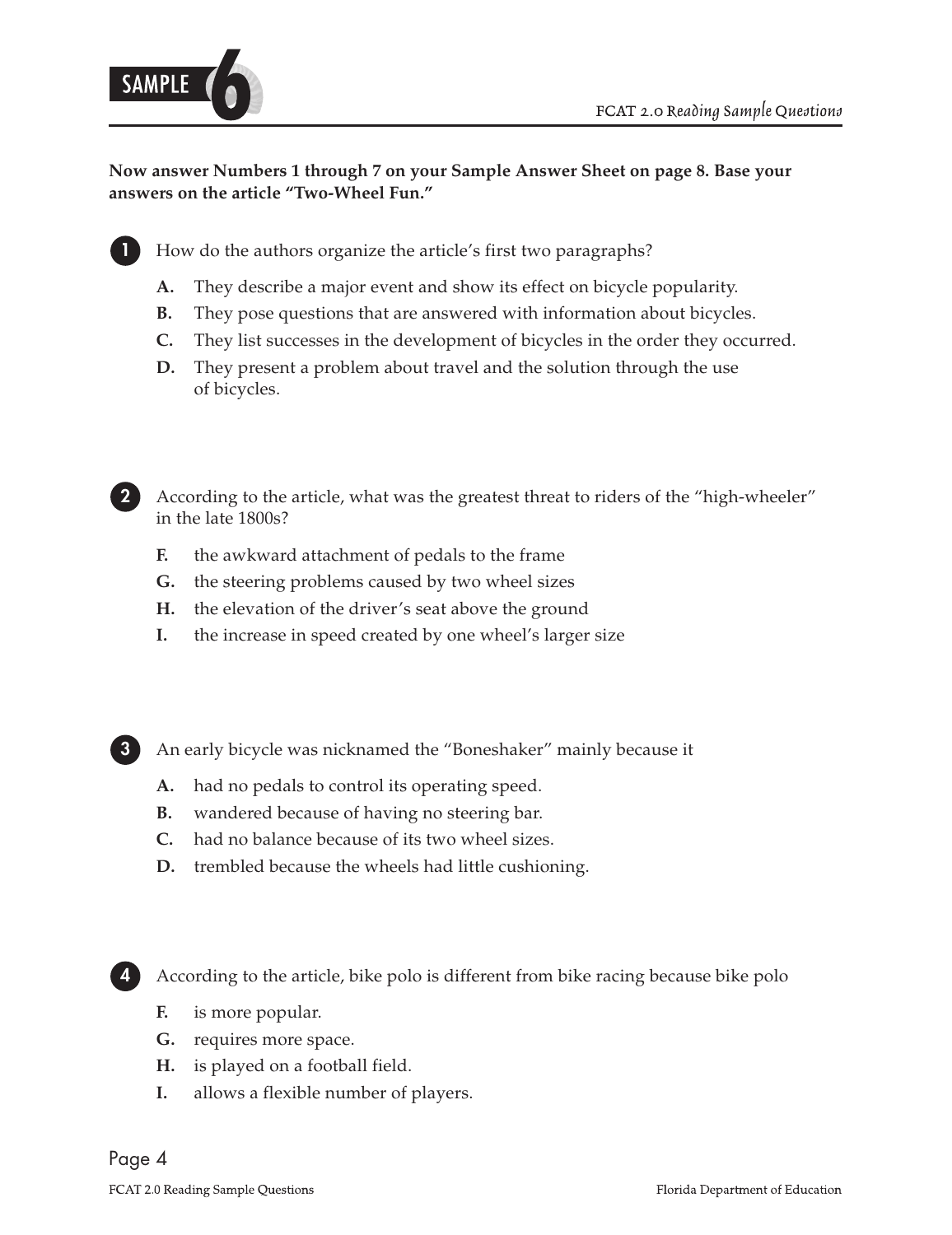**Now answer Numbers 1 through 7 on your Sample Answer Sheet on page 8. Base your answers on the article "Two-Wheel Fun."**

**1** How do the authors organize the article's first two paragraphs?

- **A.** They describe a major event and show its effect on bicycle popularity.
- **B.** They pose questions that are answered with information about bicycles.
- **C.** They list successes in the development of bicycles in the order they occurred.
- **D.** They present a problem about travel and the solution through the use of bicycles.

**2** According to the article, what was the greatest threat to riders of the "high-wheeler" in the late 1800s?

- **F.** the awkward attachment of pedals to the frame
- **G.** the steering problems caused by two wheel sizes
- **H.** the elevation of the driver's seat above the ground
- **I.** the increase in speed created by one wheel's larger size

**3** An early bicycle was nicknamed the "Boneshaker" mainly because it

- **A.** had no pedals to control its operating speed.
- **B.** wandered because of having no steering bar.
- **C.** had no balance because of its two wheel sizes.
- **D.** trembled because the wheels had little cushioning.

**4** According to the article, bike polo is different from bike racing because bike polo

- **F.** is more popular.
- **G.** requires more space.
- **H.** is played on a football field.
- **I.** allows a flexible number of players.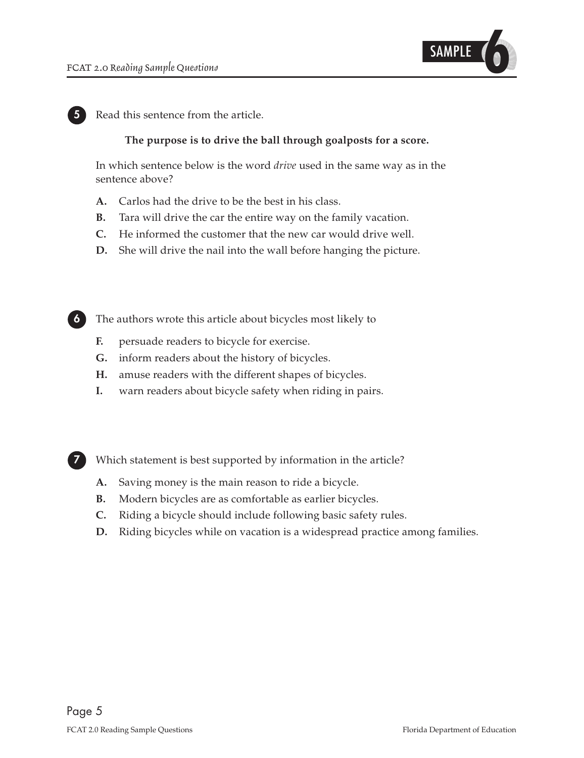**5** Read this sentence from the article.

> **The purpose is to drive the ball through goalposts for a score.**

In which sentence below is the word *drive* used in the same way as in the sentence above?

**A.** Carlos had the drive to be the best in his class.

**B.** Tara will drive the car the entire way on the family vacation.

**C.** He informed the customer that the new car would drive well.

**D.** She will drive the nail into the wall before hanging the picture.

**6** The authors wrote this article about bicycles most likely to

**F.** persuade readers to bicycle for exercise.

**G.** inform readers about the history of bicycles.

**H.** amuse readers with the different shapes of bicycles.

**I.** warn readers about bicycle safety when riding in pairs.

**7** Which statement is best supported by information in the article?

**A.** Saving money is the main reason to ride a bicycle.

**B.** Modern bicycles are as comfortable as earlier bicycles.

**C.** Riding a bicycle should include following basic safety rules.

**D.** Riding bicycles while on vacation is a widespread practice among families.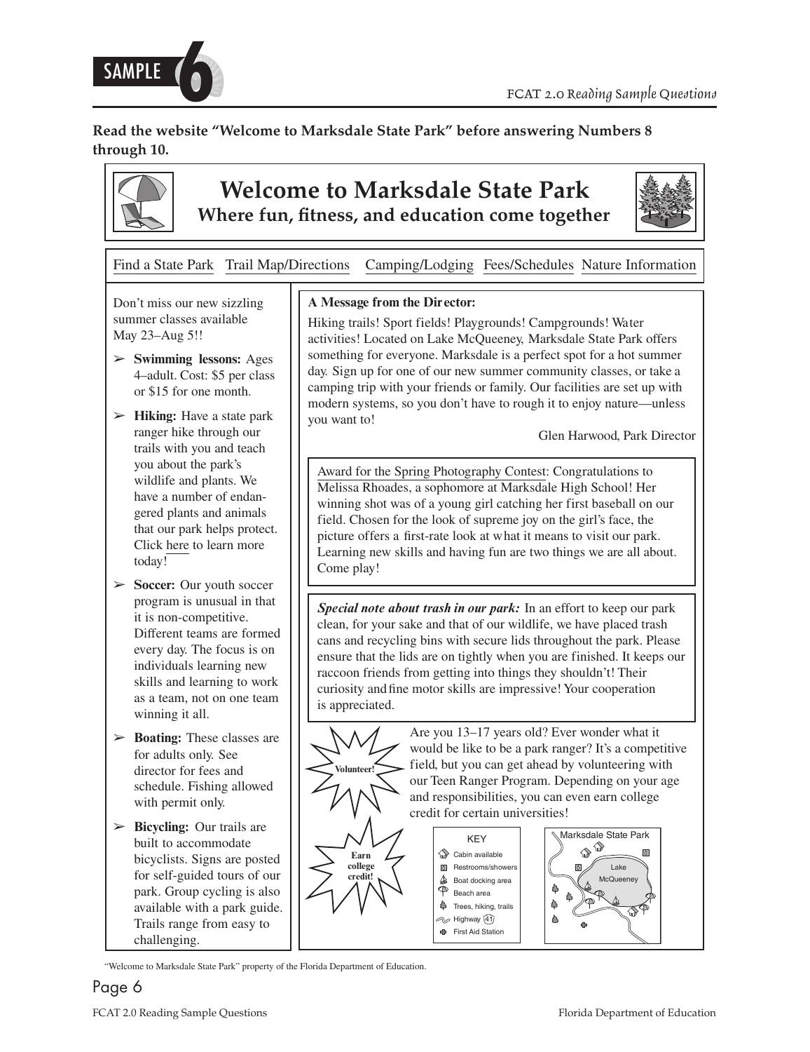**Read the website "Welcome to Marksdale State Park" before answering Numbers 8 through 10.**

# Welcome to Marksdale State Park

## Where fun, fitness, and education come together

Find a State Park  Trail Map/Directions  Camping/Lodging  Fees/Schedules  Nature Information

Don't miss our new sizzling summer classes available May 23–Aug 5!!

- **Swimming lessons:** Ages 4–adult. Cost: $5 per class or $15 for one month.
- **Hiking:** Have a state park ranger hike through our trails with you and teach you about the park's wildlife and plants. We have a number of endangered plants and animals that our park helps protect. Click here to learn more today!
- **Soccer:** Our youth soccer program is unusual in that it is non-competitive. Different teams are formed every day. The focus is on individuals learning new skills and learning to work as a team, not on one team winning it all.
- **Boating:** These classes are for adults only. See director for fees and schedule. Fishing allowed with permit only.
- **Bicycling:** Our trails are built to accommodate bicyclists. Signs are posted for self-guided tours of our park. Group cycling is also available with a park guide. Trails range from easy to challenging.

**A Message from the Director:**

Hiking trails! Sport fields! Playgrounds! Campgrounds! Water activities! Located on Lake McQueeney, Marksdale State Park offers something for everyone. Marksdale is a perfect spot for a hot summer day. Sign up for one of our new summer community classes, or take a camping trip with your friends or family. Our facilities are set up with modern systems, so you don't have to rough it to enjoy nature—unless you want to!

Glen Harwood, Park Director

Award for the Spring Photography Contest: Congratulations to Melissa Rhoades, a sophomore at Marksdale High School! Her winning shot was of a young girl catching her first baseball on our field. Chosen for the look of supreme joy on the girl's face, the picture offers a first-rate look at what it means to visit our park. Learning new skills and having fun are two things we are all about. Come play!

***Special note about trash in our park:*** In an effort to keep our park clean, for your sake and that of our wildlife, we have placed trash cans and recycling bins with secure lids throughout the park. Please ensure that the lids are on tightly when you are finished. It keeps our raccoon friends from getting into things they shouldn't! Their curiosity and fine motor skills are impressive! Your cooperation is appreciated.

**Volunteer!**

Are you 13–17 years old? Ever wonder what it would be like to be a park ranger? It's a competitive field, but you can get ahead by volunteering with our Teen Ranger Program. Depending on your age and responsibilities, you can even earn college credit for certain universities!

**Earn college credit!**

KEY
- Cabin available
- Restrooms/showers
- Boat docking area
- Beach area
- Trees, hiking, trails
- Highway 41
- First Aid Station

Marksdale State Park — Lake McQueeney

"Welcome to Marksdale State Park" property of the Florida Department of Education.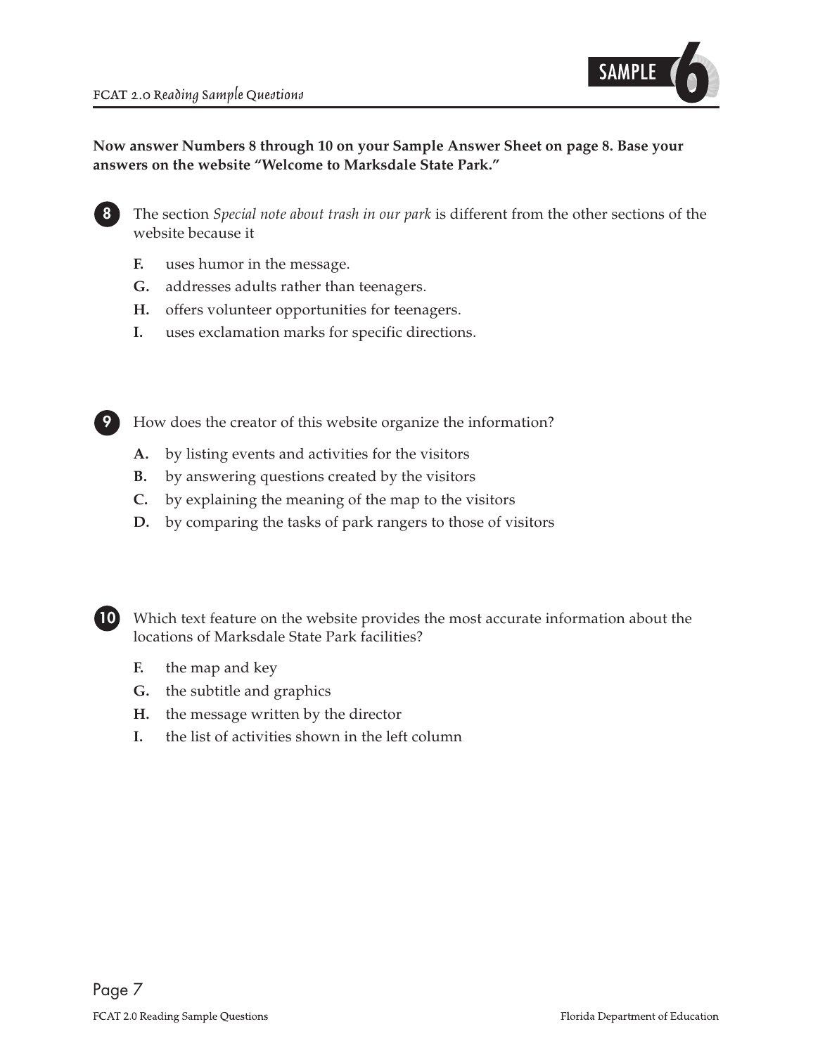**Now answer Numbers 8 through 10 on your Sample Answer Sheet on page 8. Base your answers on the website "Welcome to Marksdale State Park."**

**8** The section *Special note about trash in our park* is different from the other sections of the website because it

- **F.** uses humor in the message.
- **G.** addresses adults rather than teenagers.
- **H.** offers volunteer opportunities for teenagers.
- **I.** uses exclamation marks for specific directions.

**9** How does the creator of this website organize the information?

- **A.** by listing events and activities for the visitors
- **B.** by answering questions created by the visitors
- **C.** by explaining the meaning of the map to the visitors
- **D.** by comparing the tasks of park rangers to those of visitors

**10** Which text feature on the website provides the most accurate information about the locations of Marksdale State Park facilities?

- **F.** the map and key
- **G.** the subtitle and graphics
- **H.** the message written by the director
- **I.** the list of activities shown in the left column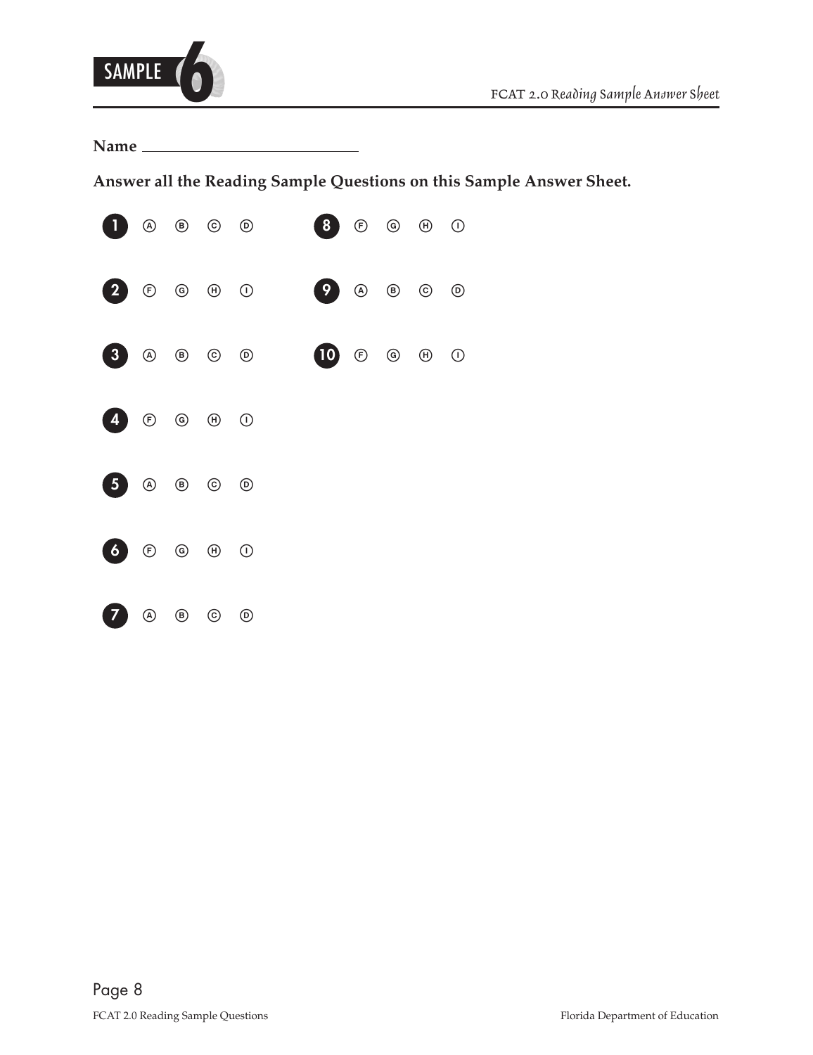# SAMPLE 6

FCAT 2.0 Reading Sample Answer Sheet

**Name** ____________________________

**Answer all the Reading Sample Questions on this Sample Answer Sheet.**

| | | | | | | | | | |
|---|---|---|---|---|---|---|---|---|---|
| 1 | Ⓐ | Ⓑ | Ⓒ | Ⓓ | 8 | Ⓕ | Ⓖ | Ⓗ | Ⓘ |
| 2 | Ⓕ | Ⓖ | Ⓗ | Ⓘ | 9 | Ⓐ | Ⓑ | Ⓒ | Ⓓ |
| 3 | Ⓐ | Ⓑ | Ⓒ | Ⓓ | 10 | Ⓕ | Ⓖ | Ⓗ | Ⓘ |
| 4 | Ⓕ | Ⓖ | Ⓗ | Ⓘ | | | | | |
| 5 | Ⓐ | Ⓑ | Ⓒ | Ⓓ | | | | | |
| 6 | Ⓕ | Ⓖ | Ⓗ | Ⓘ | | | | | |
| 7 | Ⓐ | Ⓑ | Ⓒ | Ⓓ | | | | | |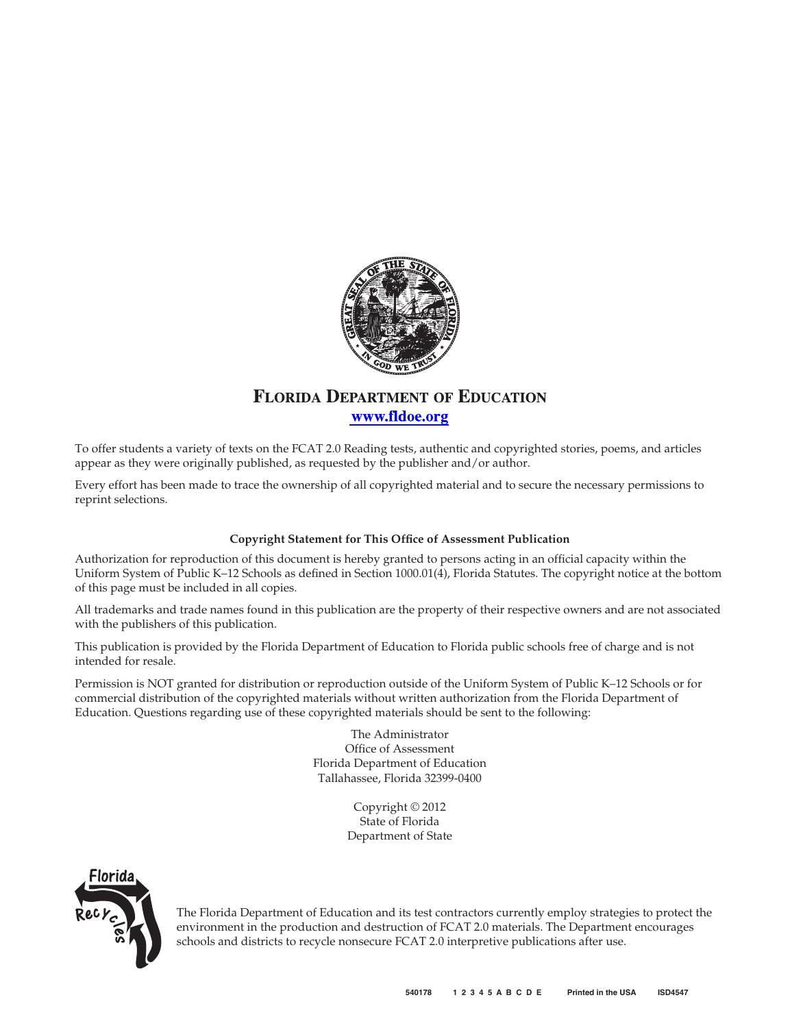# Florida Department of Education

www.fldoe.org

To offer students a variety of texts on the FCAT 2.0 Reading tests, authentic and copyrighted stories, poems, and articles appear as they were originally published, as requested by the publisher and/or author.

Every effort has been made to trace the ownership of all copyrighted material and to secure the necessary permissions to reprint selections.

**Copyright Statement for This Office of Assessment Publication**

Authorization for reproduction of this document is hereby granted to persons acting in an official capacity within the Uniform System of Public K–12 Schools as defined in Section 1000.01(4), Florida Statutes. The copyright notice at the bottom of this page must be included in all copies.

All trademarks and trade names found in this publication are the property of their respective owners and are not associated with the publishers of this publication.

This publication is provided by the Florida Department of Education to Florida public schools free of charge and is not intended for resale.

Permission is NOT granted for distribution or reproduction outside of the Uniform System of Public K–12 Schools or for commercial distribution of the copyrighted materials without written authorization from the Florida Department of Education. Questions regarding use of these copyrighted materials should be sent to the following:

The Administrator
Office of Assessment
Florida Department of Education
Tallahassee, Florida 32399-0400

Copyright © 2012
State of Florida
Department of State

The Florida Department of Education and its test contractors currently employ strategies to protect the environment in the production and destruction of FCAT 2.0 materials. The Department encourages schools and districts to recycle nonsecure FCAT 2.0 interpretive publications after use.

540178 1 2 3 4 5 A B C D E Printed in the USA ISD4547